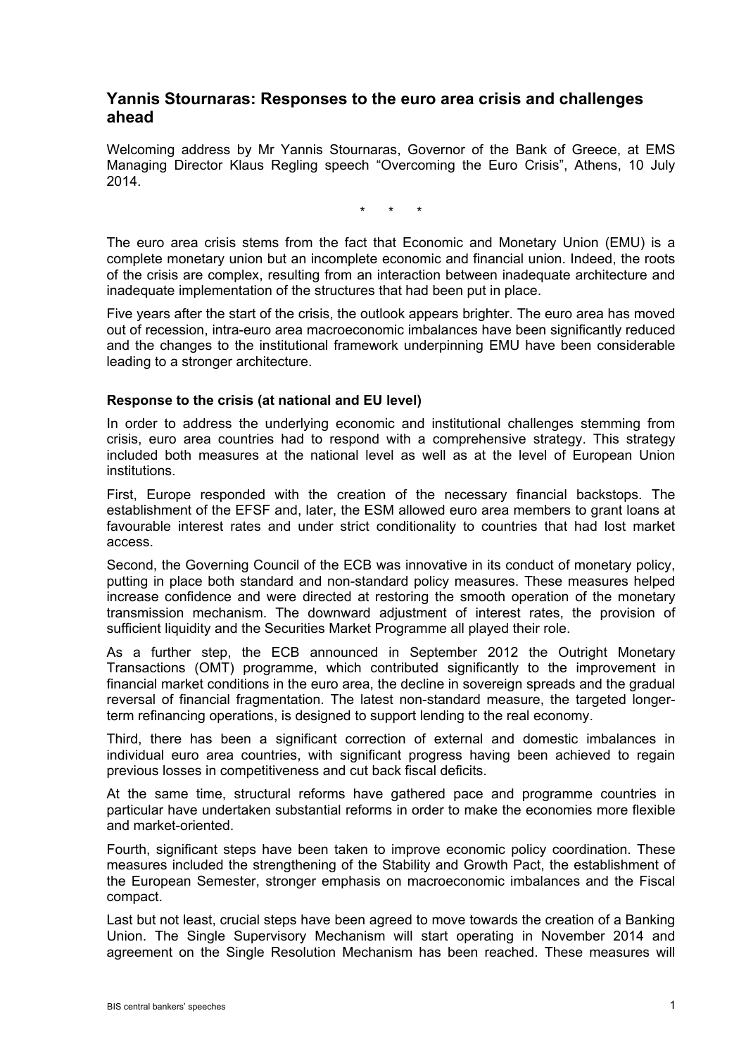## Yannis Stournaras: Responses to the euro area crisis and challenges ahead

Welcoming address by Mr Yannis Stournaras, Governor of the Bank of Greece, at EMS Managing Director Klaus Regling speech "Overcoming the Euro Crisis", Athens, 10 July 2014.

\* \* \*

The euro area crisis stems from the fact that Economic and Monetary Union (EMU) is a complete monetary union but an incomplete economic and financial union. Indeed, the roots of the crisis are complex, resulting from an interaction between inadequate architecture and inadequate implementation of the structures that had been put in place.

Five years after the start of the crisis, the outlook appears brighter. The euro area has moved out of recession, intra-euro area macroeconomic imbalances have been significantly reduced and the changes to the institutional framework underpinning EMU have been considerable leading to a stronger architecture.

### Response to the crisis (at national and EU level)

In order to address the underlying economic and institutional challenges stemming from crisis, euro area countries had to respond with a comprehensive strategy. This strategy included both measures at the national level as well as at the level of European Union institutions.

First, Europe responded with the creation of the necessary financial backstops. The establishment of the EFSF and, later, the ESM allowed euro area members to grant loans at favourable interest rates and under strict conditionality to countries that had lost market access.

Second, the Governing Council of the ECB was innovative in its conduct of monetary policy, putting in place both standard and non-standard policy measures. These measures helped increase confidence and were directed at restoring the smooth operation of the monetary transmission mechanism. The downward adjustment of interest rates, the provision of sufficient liquidity and the Securities Market Programme all played their role.

As a further step, the ECB announced in September 2012 the Outright Monetary Transactions (OMT) programme, which contributed significantly to the improvement in financial market conditions in the euro area, the decline in sovereign spreads and the gradual reversal of financial fragmentation. The latest non-standard measure, the targeted longer-term refinancing operations, is designed to support lending to the real economy.

Third, there has been a significant correction of external and domestic imbalances in individual euro area countries, with significant progress having been achieved to regain previous losses in competitiveness and cut back fiscal deficits.

At the same time, structural reforms have gathered pace and programme countries in particular have undertaken substantial reforms in order to make the economies more flexible and market-oriented.

Fourth, significant steps have been taken to improve economic policy coordination. These measures included the strengthening of the Stability and Growth Pact, the establishment of the European Semester, stronger emphasis on macroeconomic imbalances and the Fiscal compact.

Last but not least, crucial steps have been agreed to move towards the creation of a Banking Union. The Single Supervisory Mechanism will start operating in November 2014 and agreement on the Single Resolution Mechanism has been reached. These measures will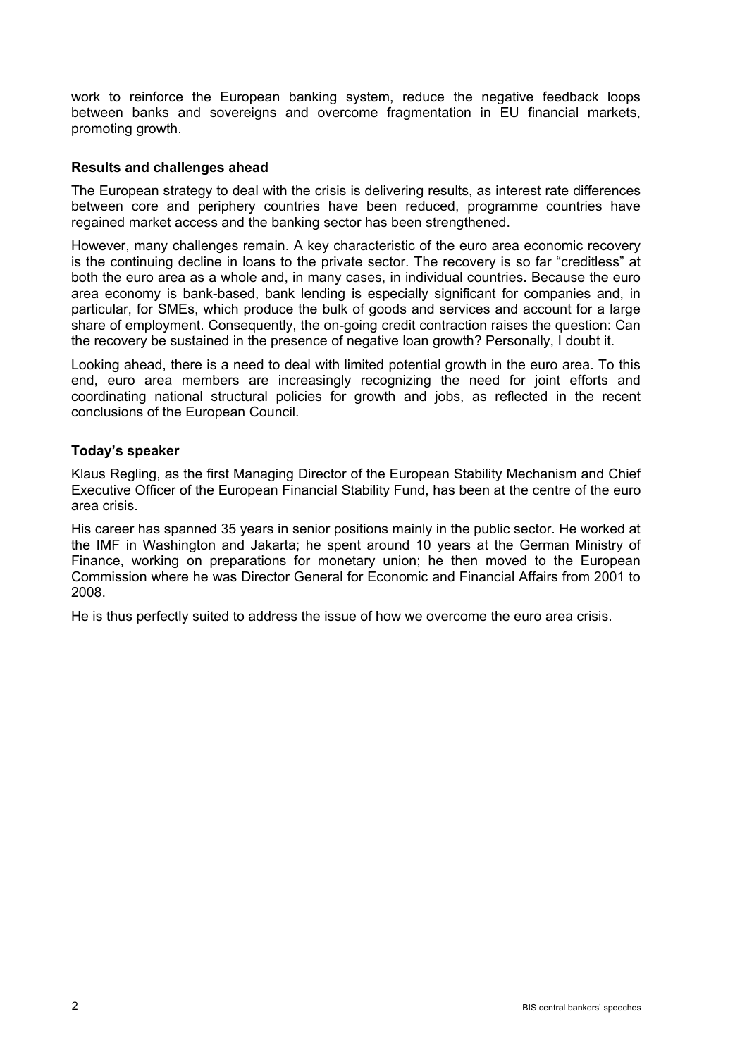work to reinforce the European banking system, reduce the negative feedback loops between banks and sovereigns and overcome fragmentation in EU financial markets, promoting growth.

**Results and challenges ahead**

The European strategy to deal with the crisis is delivering results, as interest rate differences between core and periphery countries have been reduced, programme countries have regained market access and the banking sector has been strengthened.

However, many challenges remain. A key characteristic of the euro area economic recovery is the continuing decline in loans to the private sector. The recovery is so far “creditless” at both the euro area as a whole and, in many cases, in individual countries. Because the euro area economy is bank-based, bank lending is especially significant for companies and, in particular, for SMEs, which produce the bulk of goods and services and account for a large share of employment. Consequently, the on-going credit contraction raises the question: Can the recovery be sustained in the presence of negative loan growth? Personally, I doubt it.

Looking ahead, there is a need to deal with limited potential growth in the euro area. To this end, euro area members are increasingly recognizing the need for joint efforts and coordinating national structural policies for growth and jobs, as reflected in the recent conclusions of the European Council.

**Today’s speaker**

Klaus Regling, as the first Managing Director of the European Stability Mechanism and Chief Executive Officer of the European Financial Stability Fund, has been at the centre of the euro area crisis.

His career has spanned 35 years in senior positions mainly in the public sector. He worked at the IMF in Washington and Jakarta; he spent around 10 years at the German Ministry of Finance, working on preparations for monetary union; he then moved to the European Commission where he was Director General for Economic and Financial Affairs from 2001 to 2008.

He is thus perfectly suited to address the issue of how we overcome the euro area crisis.